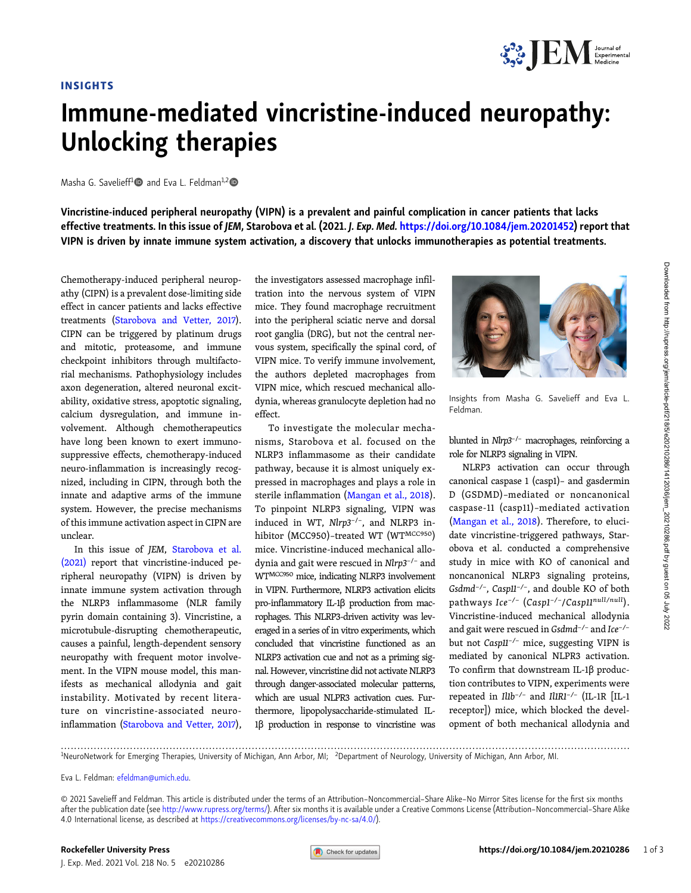INSIGHTS

# Immune-mediated vincristine-induced neuropathy: Unlocking therapies

Masha G. Savelieff[1] and Eva L. Feldman[1,2]

**Vincristine-induced peripheral neuropathy (VIPN) is a prevalent and painful complication in cancer patients that lacks effective treatments. In this issue of *JEM*, Starobova et al. (2021. *J. Exp. Med.* https://doi.org/10.1084/jem.20201452) report that VIPN is driven by innate immune system activation, a discovery that unlocks immunotherapies as potential treatments.**

Chemotherapy-induced peripheral neuropathy (CIPN) is a prevalent dose-limiting side effect in cancer patients and lacks effective treatments (Starobova and Vetter, 2017). CIPN can be triggered by platinum drugs and mitotic, proteasome, and immune checkpoint inhibitors through multifactorial mechanisms. Pathophysiology includes axon degeneration, altered neuronal excitability, oxidative stress, apoptotic signaling, calcium dysregulation, and immune involvement. Although chemotherapeutics have long been known to exert immunosuppressive effects, chemotherapy-induced neuro-inflammation is increasingly recognized, including in CIPN, through both the innate and adaptive arms of the immune system. However, the precise mechanisms of this immune activation aspect in CIPN are unclear.

In this issue of *JEM*, Starobova et al. (2021) report that vincristine-induced peripheral neuropathy (VIPN) is driven by innate immune system activation through the NLRP3 inflammasome (NLR family pyrin domain containing 3). Vincristine, a microtubule-disrupting chemotherapeutic, causes a painful, length-dependent sensory neuropathy with frequent motor involvement. In the VIPN mouse model, this manifests as mechanical allodynia and gait instability. Motivated by recent literature on vincristine-associated neuro-inflammation (Starobova and Vetter, 2017), the investigators assessed macrophage infiltration into the nervous system of VIPN mice. They found macrophage recruitment into the peripheral sciatic nerve and dorsal root ganglia (DRG), but not the central nervous system, specifically the spinal cord, of VIPN mice. To verify immune involvement, the authors depleted macrophages from VIPN mice, which rescued mechanical allodynia, whereas granulocyte depletion had no effect.

To investigate the molecular mechanisms, Starobova et al. focused on the NLRP3 inflammasome as their candidate pathway, because it is almost uniquely expressed in macrophages and plays a role in sterile inflammation (Mangan et al., 2018). To pinpoint NLRP3 signaling, VIPN was induced in WT, *Nlrp3*$^{-/-}$, and NLRP3 inhibitor (MCC950)-treated WT (WT$^{MCC950}$) mice. Vincristine-induced mechanical allodynia and gait were rescued in *Nlrp3*$^{-/-}$ and WT$^{MCC950}$ mice, indicating NLRP3 involvement in VIPN. Furthermore, NLRP3 activation elicits pro-inflammatory IL-1β production from macrophages. This NLRP3-driven activity was leveraged in a series of in vitro experiments, which concluded that vincristine functioned as an NLRP3 activation cue and not as a priming signal. However, vincristine did not activate NLRP3 through danger-associated molecular patterns, which are usual NLPR3 activation cues. Furthermore, lipopolysaccharide-stimulated IL-1β production in response to vincristine was blunted in *Nlrp3*$^{-/-}$ macrophages, reinforcing a role for NLRP3 signaling in VIPN.

Insights from Masha G. Savelieff and Eva L. Feldman.

NLRP3 activation can occur through canonical caspase 1 (casp1)- and gasdermin D (GSDMD)-mediated or noncanonical caspase-11 (casp11)-mediated activation (Mangan et al., 2018). Therefore, to elucidate vincristine-triggered pathways, Starobova et al. conducted a comprehensive study in mice with KO of canonical and noncanonical NLRP3 signaling proteins, *Gsdmd*$^{-/-}$, *Casp11*$^{-/-}$, and double KO of both pathways *Ice*$^{-/-}$ (*Casp1*$^{-/-}$/*Casp11*$^{null/null}$). Vincristine-induced mechanical allodynia and gait were rescued in *Gsdmd*$^{-/-}$ and *Ice*$^{-/-}$ but not *Casp11*$^{-/-}$ mice, suggesting VIPN is mediated by canonical NLRP3 activation. To confirm that downstream IL-1β production contributes to VIPN, experiments were repeated in *Il1b*$^{-/-}$ and *Il1R1*$^{-/-}$ (IL-1R [IL-1 receptor]) mice, which blocked the development of both mechanical allodynia and

---

[1]NeuroNetwork for Emerging Therapies, University of Michigan, Ann Arbor, MI; [2]Department of Neurology, University of Michigan, Ann Arbor, MI.

Eva L. Feldman: efeldman@umich.edu.

© 2021 Savelieff and Feldman. This article is distributed under the terms of an Attribution–Noncommercial–Share Alike–No Mirror Sites license for the first six months after the publication date (see http://www.rupress.org/terms/). After six months it is available under a Creative Commons License (Attribution–Noncommercial–Share Alike 4.0 International license, as described at https://creativecommons.org/licenses/by-nc-sa/4.0/).

Rockefeller University Press https://doi.org/10.1084/jem.20210286

J. Exp. Med. 2021 Vol. 218 No. 5 e20210286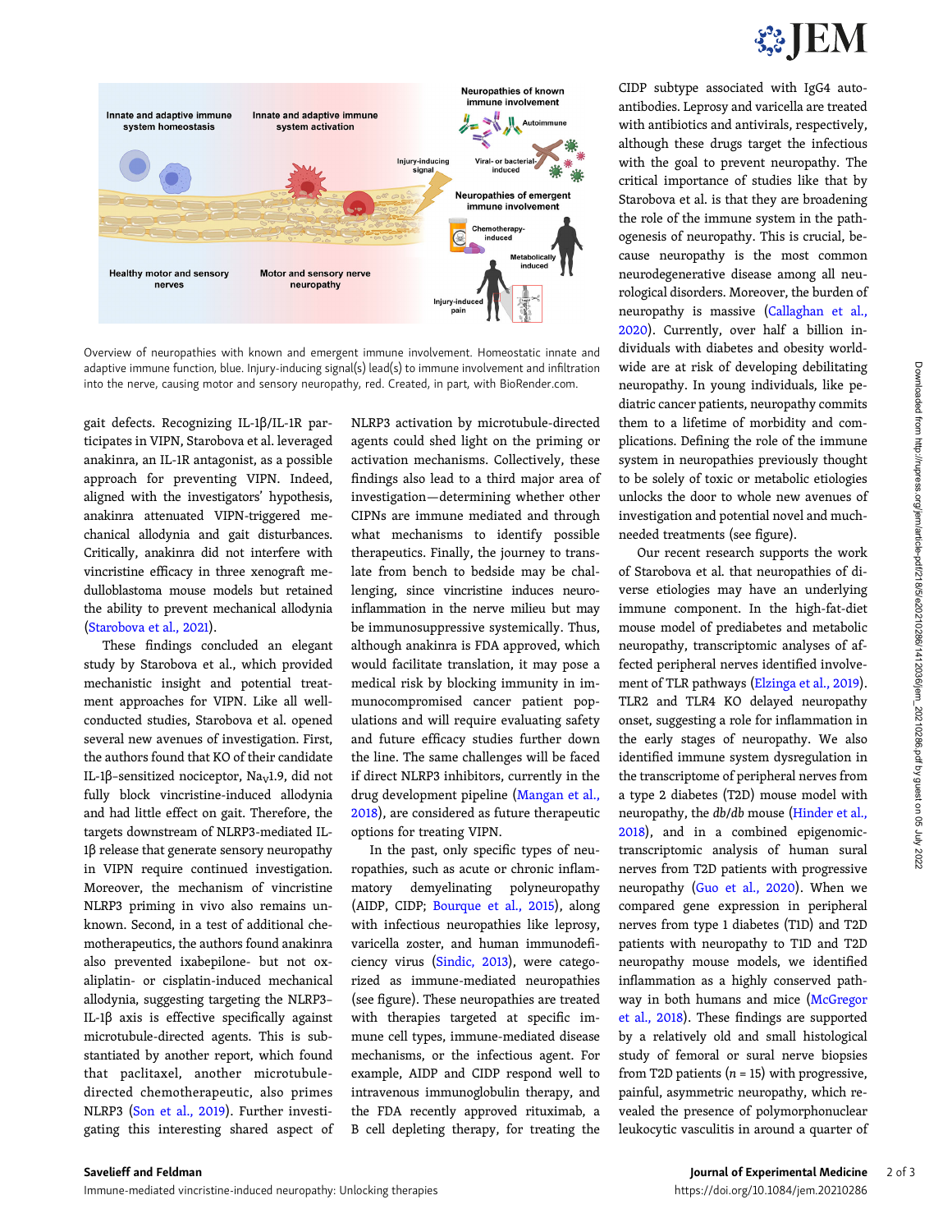Overview of neuropathies with known and emergent immune involvement. Homeostatic innate and adaptive immune function, blue. Injury-inducing signal(s) lead(s) to immune involvement and infiltration into the nerve, causing motor and sensory neuropathy, red. Created, in part, with BioRender.com.

gait defects. Recognizing IL-1β/IL-1R participates in VIPN, Starobova et al. leveraged anakinra, an IL-1R antagonist, as a possible approach for preventing VIPN. Indeed, aligned with the investigators' hypothesis, anakinra attenuated VIPN-triggered mechanical allodynia and gait disturbances. Critically, anakinra did not interfere with vincristine efficacy in three xenograft medulloblastoma mouse models but retained the ability to prevent mechanical allodynia (Starobova et al., 2021).

These findings concluded an elegant study by Starobova et al., which provided mechanistic insight and potential treatment approaches for VIPN. Like all well-conducted studies, Starobova et al. opened several new avenues of investigation. First, the authors found that KO of their candidate IL-1β–sensitized nociceptor, $Na_V1.9$, did not fully block vincristine-induced allodynia and had little effect on gait. Therefore, the targets downstream of NLRP3-mediated IL-1β release that generate sensory neuropathy in VIPN require continued investigation. Moreover, the mechanism of vincristine NLRP3 priming in vivo also remains unknown. Second, in a test of additional chemotherapeutics, the authors found anakinra also prevented ixabepilone- but not oxaliplatin- or cisplatin-induced mechanical allodynia, suggesting targeting the NLRP3–IL-1β axis is effective specifically against microtubule-directed agents. This is substantiated by another report, which found that paclitaxel, another microtubule-directed chemotherapeutic, also primes NLRP3 (Son et al., 2019). Further investigating this interesting shared aspect of NLRP3 activation by microtubule-directed agents could shed light on the priming or activation mechanisms. Collectively, these findings also lead to a third major area of investigation—determining whether other CIPNs are immune mediated and through what mechanisms to identify possible therapeutics. Finally, the journey to translate from bench to bedside may be challenging, since vincristine induces neuroinflammation in the nerve milieu but may be immunosuppressive systemically. Thus, although anakinra is FDA approved, which would facilitate translation, it may pose a medical risk by blocking immunity in immunocompromised cancer patient populations and will require evaluating safety and future efficacy studies further down the line. The same challenges will be faced if direct NLRP3 inhibitors, currently in the drug development pipeline (Mangan et al., 2018), are considered as future therapeutic options for treating VIPN.

In the past, only specific types of neuropathies, such as acute or chronic inflammatory demyelinating polyneuropathy (AIDP, CIDP; Bourque et al., 2015), along with infectious neuropathies like leprosy, varicella zoster, and human immunodeficiency virus (Sindic, 2013), were categorized as immune-mediated neuropathies (see figure). These neuropathies are treated with therapies targeted at specific immune cell types, immune-mediated disease mechanisms, or the infectious agent. For example, AIDP and CIDP respond well to intravenous immunoglobulin therapy, and the FDA recently approved rituximab, a B cell depleting therapy, for treating the CIDP subtype associated with IgG4 autoantibodies. Leprosy and varicella are treated with antibiotics and antivirals, respectively, although these drugs target the infectious agent with the goal to prevent neuropathy. The critical importance of studies like that by Starobova et al. is that they are broadening the role of the immune system in the pathogenesis of neuropathy. This is crucial, because neuropathy is the most common neurodegenerative disease among all neurological disorders. Moreover, the burden of neuropathy is massive (Callaghan et al., 2020). Currently, over half a billion individuals with diabetes and obesity worldwide are at risk of developing debilitating neuropathy. In young individuals, like pediatric cancer patients, neuropathy commits them to a lifetime of morbidity and complications. Defining the role of the immune system in neuropathies previously thought to be solely of toxic or metabolic etiologies unlocks the door to whole new avenues of investigation and potential novel and much-needed treatments (see figure).

Our recent research supports the work of Starobova et al. that neuropathies of diverse etiologies may have an underlying immune component. In the high-fat-diet mouse model of prediabetes and metabolic neuropathy, transcriptomic analyses of affected peripheral nerves identified involvement of TLR pathways (Elzinga et al., 2019). TLR2 and TLR4 KO delayed neuropathy onset, suggesting a role for inflammation in the early stages of neuropathy. We also identified immune system dysregulation in the transcriptome of peripheral nerves from a type 2 diabetes (T2D) mouse model with neuropathy, the *db/db* mouse (Hinder et al., 2018), and in a combined epigenomic-transcriptomic analysis of human sural nerves from T2D patients with progressive neuropathy (Guo et al., 2020). When we compared gene expression in peripheral nerves from type 1 diabetes (T1D) and T2D patients with neuropathy to T1D and T2D neuropathy mouse models, we identified inflammation as a highly conserved pathway in both humans and mice (McGregor et al., 2018). These findings are supported by a relatively old and small histological study of femoral or sural nerve biopsies from T2D patients ($n = 15$) with progressive, painful, asymmetric neuropathy, which revealed the presence of polymorphonuclear leukocytic vasculitis in around a quarter of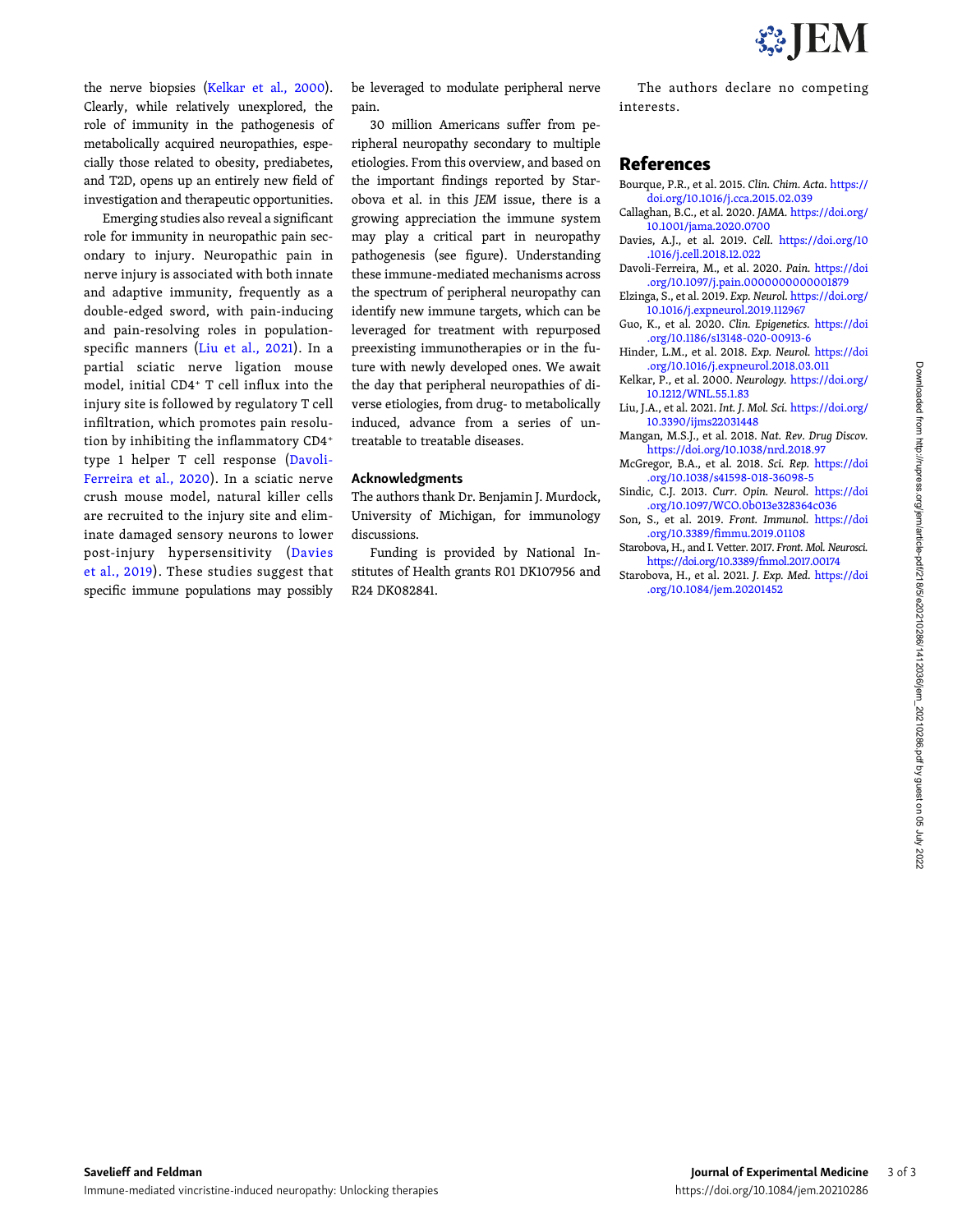the nerve biopsies (Kelkar et al., 2000). Clearly, while relatively unexplored, the role of immunity in the pathogenesis of metabolically acquired neuropathies, especially those related to obesity, prediabetes, and T2D, opens up an entirely new field of investigation and therapeutic opportunities.

Emerging studies also reveal a significant role for immunity in neuropathic pain secondary to injury. Neuropathic pain in nerve injury is associated with both innate and adaptive immunity, frequently as a double-edged sword, with pain-inducing and pain-resolving roles in population-specific manners (Liu et al., 2021). In a partial sciatic nerve ligation mouse model, initial $CD4^+$ T cell influx into the injury site is followed by regulatory T cell infiltration, which promotes pain resolution by inhibiting the inflammatory $CD4^+$ type 1 helper T cell response (Davoli-Ferreira et al., 2020). In a sciatic nerve crush mouse model, natural killer cells are recruited to the injury site and eliminate damaged sensory neurons to lower post-injury hypersensitivity (Davies et al., 2019). These studies suggest that specific immune populations may possibly be leveraged to modulate peripheral nerve pain.

30 million Americans suffer from peripheral neuropathy secondary to multiple etiologies. From this overview, and based on the important findings reported by Starobova et al. in this *JEM* issue, there is a growing appreciation the immune system may play a critical part in neuropathy pathogenesis (see figure). Understanding these immune-mediated mechanisms across the spectrum of peripheral neuropathy can identify new immune targets, which can be leveraged for treatment with repurposed preexisting immunotherapies or in the future with newly developed ones. We await the day that peripheral neuropathies of diverse etiologies, from drug- to metabolically induced, advance from a series of untreatable to treatable diseases.

### Acknowledgments

The authors thank Dr. Benjamin J. Murdock, University of Michigan, for immunology discussions.

Funding is provided by National Institutes of Health grants R01 DK107956 and R24 DK082841.

The authors declare no competing interests.

## References

Bourque, P.R., et al. 2015. *Clin. Chim. Acta*. https://doi.org/10.1016/j.cca.2015.02.039

Callaghan, B.C., et al. 2020. *JAMA*. https://doi.org/10.1001/jama.2020.0700

Davies, A.J., et al. 2019. *Cell*. https://doi.org/10.1016/j.cell.2018.12.022

Davoli-Ferreira, M., et al. 2020. *Pain*. https://doi.org/10.1097/j.pain.0000000000001879

Elzinga, S., et al. 2019. *Exp. Neurol*. https://doi.org/10.1016/j.expneurol.2019.112967

Guo, K., et al. 2020. *Clin. Epigenetics*. https://doi.org/10.1186/s13148-020-00913-6

Hinder, L.M., et al. 2018. *Exp. Neurol*. https://doi.org/10.1016/j.expneurol.2018.03.011

Kelkar, P., et al. 2000. *Neurology*. https://doi.org/10.1212/WNL.55.1.83

Liu, J.A., et al. 2021. *Int. J. Mol. Sci*. https://doi.org/10.3390/ijms22031448

Mangan, M.S.J., et al. 2018. *Nat. Rev. Drug Discov*. https://doi.org/10.1038/nrd.2018.97

McGregor, B.A., et al. 2018. *Sci. Rep*. https://doi.org/10.1038/s41598-018-36098-5

Sindic, C.J. 2013. *Curr. Opin. Neurol*. https://doi.org/10.1097/WCO.0b013e328364c036

Son, S., et al. 2019. *Front. Immunol*. https://doi.org/10.3389/fimmu.2019.01108

Starobova, H., and I. Vetter. 2017. *Front. Mol. Neurosci*. https://doi.org/10.3389/fnmol.2017.00174

Starobova, H., et al. 2021. *J. Exp. Med*. https://doi.org/10.1084/jem.20201452